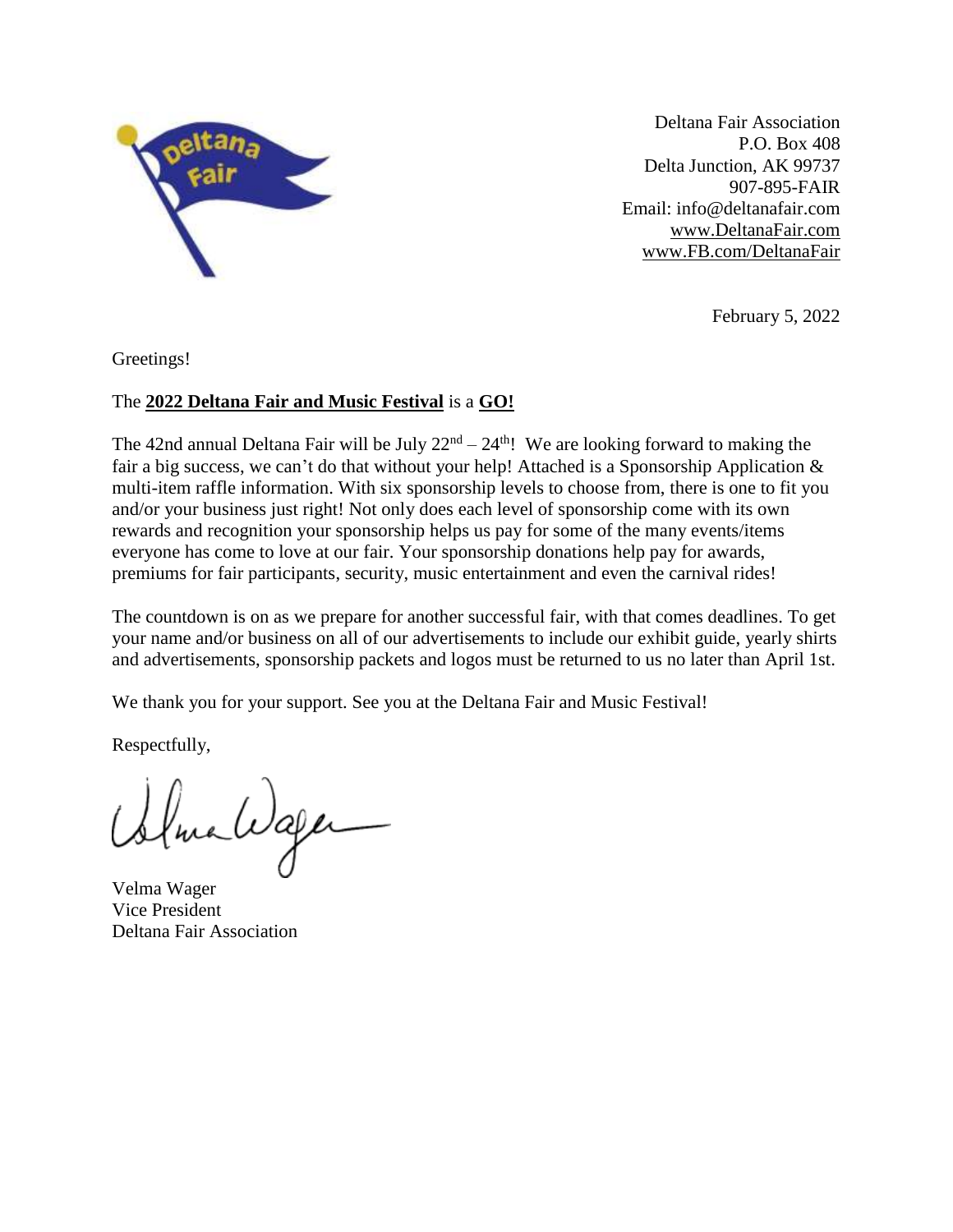Deltana Fair Association
P.O. Box 408
Delta Junction, AK 99737
907-895-FAIR
Email: info@deltanafair.com
www.DeltanaFair.com
www.FB.com/DeltanaFair

February 5, 2022

Greetings!

The **2022 Deltana Fair and Music Festival** is a **GO!**

The 42nd annual Deltana Fair will be July 22nd – 24th! We are looking forward to making the fair a big success, we can't do that without your help! Attached is a Sponsorship Application & multi-item raffle information. With six sponsorship levels to choose from, there is one to fit you and/or your business just right! Not only does each level of sponsorship come with its own rewards and recognition your sponsorship helps us pay for some of the many events/items everyone has come to love at our fair. Your sponsorship donations help pay for awards, premiums for fair participants, security, music entertainment and even the carnival rides!

The countdown is on as we prepare for another successful fair, with that comes deadlines. To get your name and/or business on all of our advertisements to include our exhibit guide, yearly shirts and advertisements, sponsorship packets and logos must be returned to us no later than April 1st.

We thank you for your support. See you at the Deltana Fair and Music Festival!

Respectfully,

Velma Wager
Vice President
Deltana Fair Association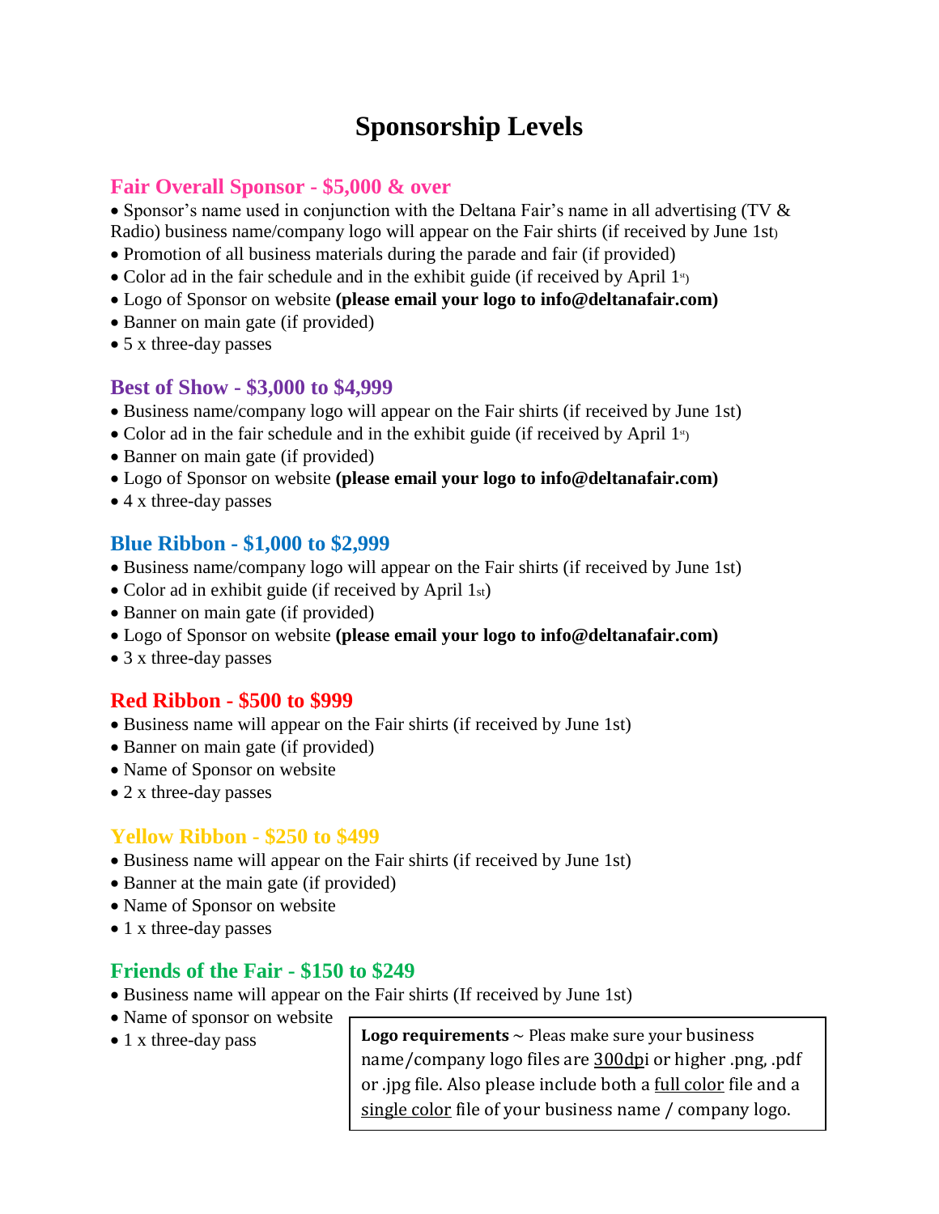# Sponsorship Levels

## Fair Overall Sponsor - $5,000 & over

- Sponsor's name used in conjunction with the Deltana Fair's name in all advertising (TV & Radio) business name/company logo will appear on the Fair shirts (if received by June 1st)
- Promotion of all business materials during the parade and fair (if provided)
- Color ad in the fair schedule and in the exhibit guide (if received by April 1st)
- Logo of Sponsor on website **(please email your logo to info@deltanafair.com)**
- Banner on main gate (if provided)
- 5 x three-day passes

## Best of Show - $3,000 to $4,999

- Business name/company logo will appear on the Fair shirts (if received by June 1st)
- Color ad in the fair schedule and in the exhibit guide (if received by April 1st)
- Banner on main gate (if provided)
- Logo of Sponsor on website **(please email your logo to info@deltanafair.com)**
- 4 x three-day passes

## Blue Ribbon - $1,000 to $2,999

- Business name/company logo will appear on the Fair shirts (if received by June 1st)
- Color ad in exhibit guide (if received by April 1st)
- Banner on main gate (if provided)
- Logo of Sponsor on website **(please email your logo to info@deltanafair.com)**
- 3 x three-day passes

## Red Ribbon - $500 to $999

- Business name will appear on the Fair shirts (if received by June 1st)
- Banner on main gate (if provided)
- Name of Sponsor on website
- 2 x three-day passes

## Yellow Ribbon - $250 to $499

- Business name will appear on the Fair shirts (if received by June 1st)
- Banner at the main gate (if provided)
- Name of Sponsor on website
- 1 x three-day passes

## Friends of the Fair - $150 to $249

- Business name will appear on the Fair shirts (If received by June 1st)
- Name of sponsor on website
- 1 x three-day pass

**Logo requirements** ~ Pleas make sure your business name/company logo files are 300dpi or higher .png, .pdf or .jpg file. Also please include both a full color file and a single color file of your business name / company logo.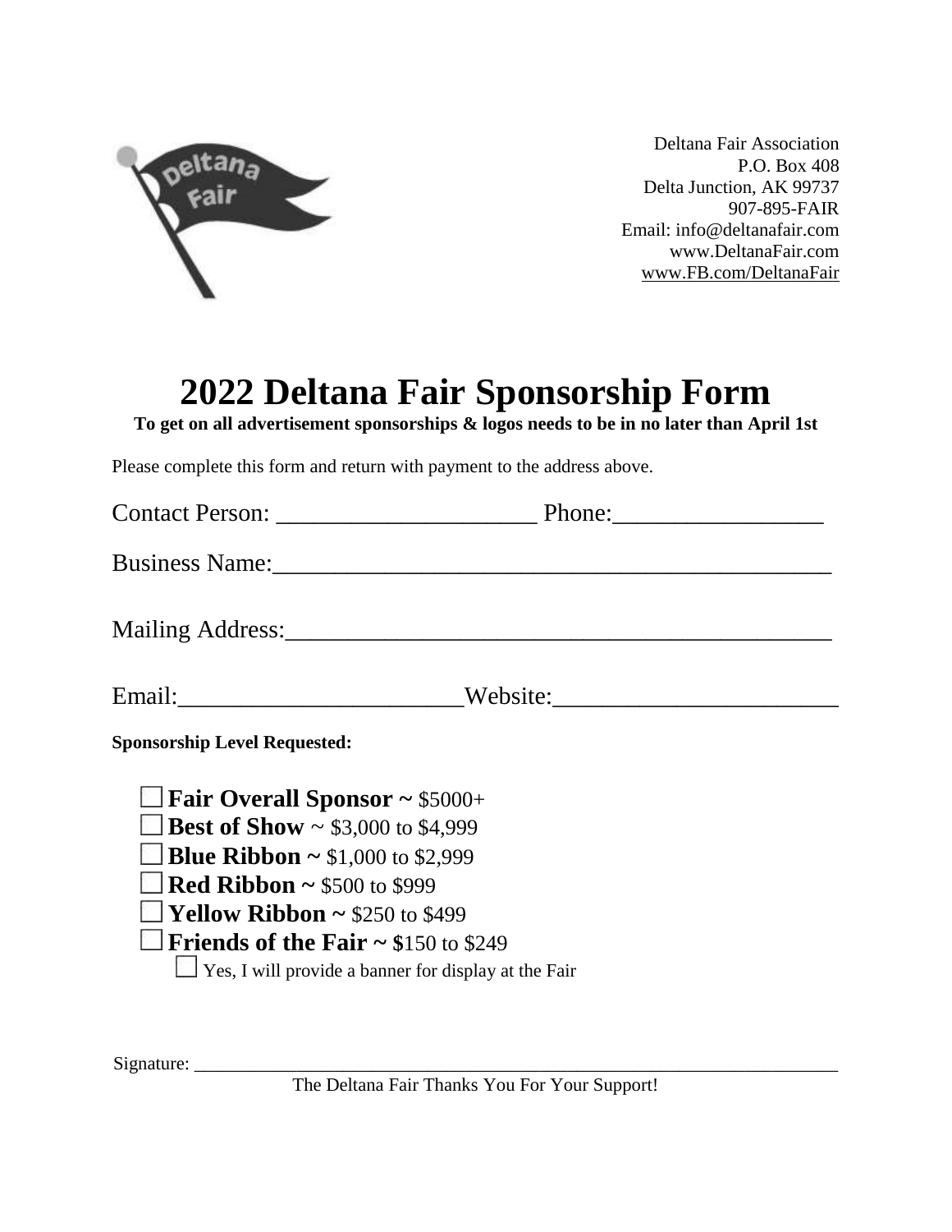Deltana Fair Association
P.O. Box 408
Delta Junction, AK 99737
907-895-FAIR
Email: info@deltanafair.com
www.DeltanaFair.com
www.FB.com/DeltanaFair

# 2022 Deltana Fair Sponsorship Form

**To get on all advertisement sponsorships & logos needs to be in no later than April 1st**

Please complete this form and return with payment to the address above.

Contact Person: ______________________ Phone:_________________

Business Name:______________________________________________

Mailing Address:_____________________________________________

Email:_______________________Website:_______________________

**Sponsorship Level Requested:**

- ☐ **Fair Overall Sponsor ~** $5000+
- ☐ **Best of Show** ~ $3,000 to $4,999
- ☐ **Blue Ribbon ~** $1,000 to $2,999
- ☐ **Red Ribbon ~** $500 to $999
- ☐ **Yellow Ribbon ~** $250 to $499
- ☐ **Friends of the Fair ~ $**150 to $249
  - ☐ Yes, I will provide a banner for display at the Fair

Signature: ________________________________________________________________

The Deltana Fair Thanks You For Your Support!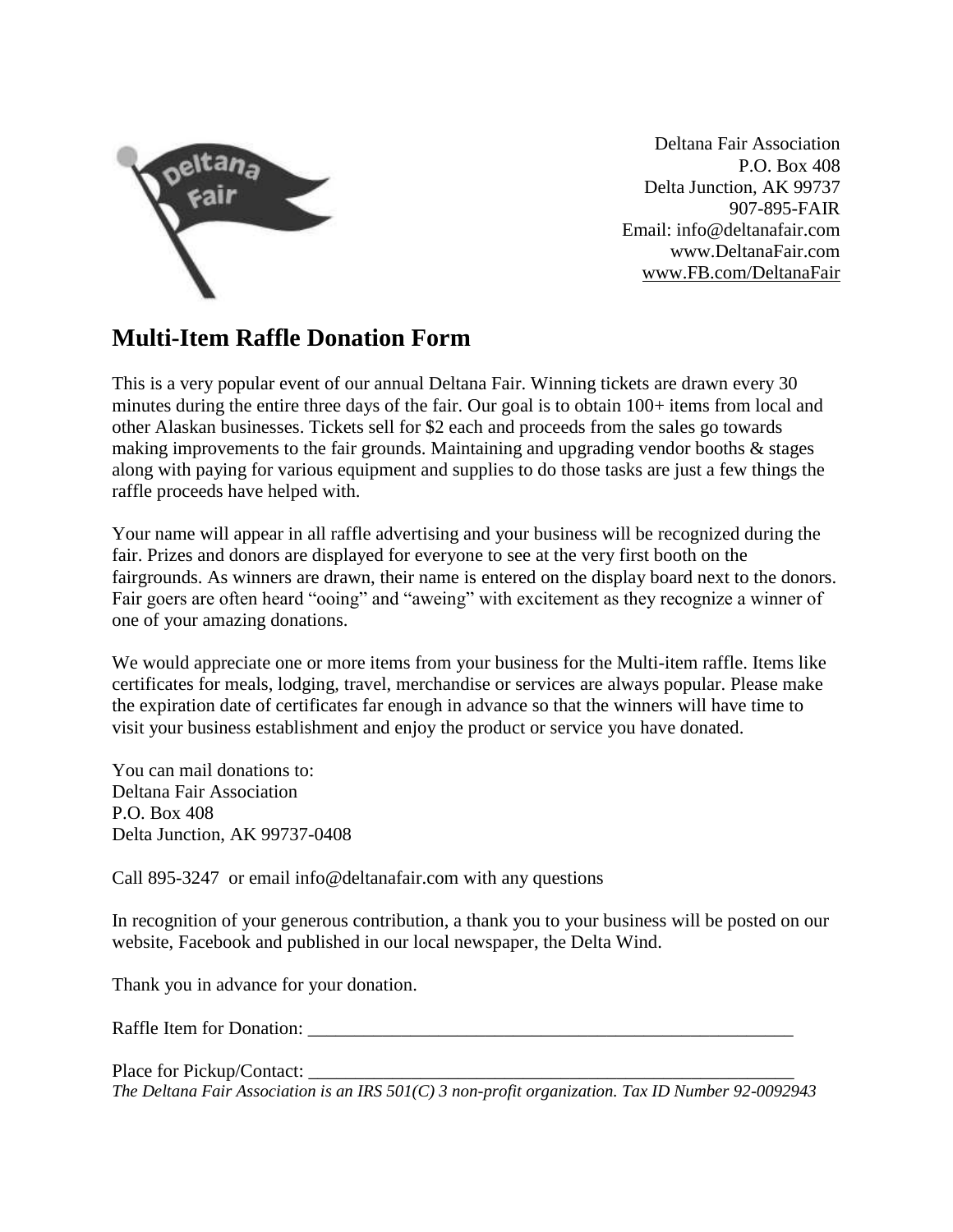Deltana Fair Association
P.O. Box 408
Delta Junction, AK 99737
907-895-FAIR
Email: info@deltanafair.com
www.DeltanaFair.com
www.FB.com/DeltanaFair

## Multi-Item Raffle Donation Form

This is a very popular event of our annual Deltana Fair. Winning tickets are drawn every 30 minutes during the entire three days of the fair. Our goal is to obtain 100+ items from local and other Alaskan businesses. Tickets sell for $2 each and proceeds from the sales go towards making improvements to the fair grounds. Maintaining and upgrading vendor booths & stages along with paying for various equipment and supplies to do those tasks are just a few things the raffle proceeds have helped with.

Your name will appear in all raffle advertising and your business will be recognized during the fair. Prizes and donors are displayed for everyone to see at the very first booth on the fairgrounds. As winners are drawn, their name is entered on the display board next to the donors. Fair goers are often heard "ooing" and "aweing" with excitement as they recognize a winner of one of your amazing donations.

We would appreciate one or more items from your business for the Multi-item raffle. Items like certificates for meals, lodging, travel, merchandise or services are always popular. Please make the expiration date of certificates far enough in advance so that the winners will have time to visit your business establishment and enjoy the product or service you have donated.

You can mail donations to:
Deltana Fair Association
P.O. Box 408
Delta Junction, AK 99737-0408

Call 895-3247 or email info@deltanafair.com with any questions

In recognition of your generous contribution, a thank you to your business will be posted on our website, Facebook and published in our local newspaper, the Delta Wind.

Thank you in advance for your donation.

Raffle Item for Donation: _______________________________________________________

Place for Pickup/Contact: _______________________________________________________

*The Deltana Fair Association is an IRS 501(C) 3 non-profit organization. Tax ID Number 92-0092943*